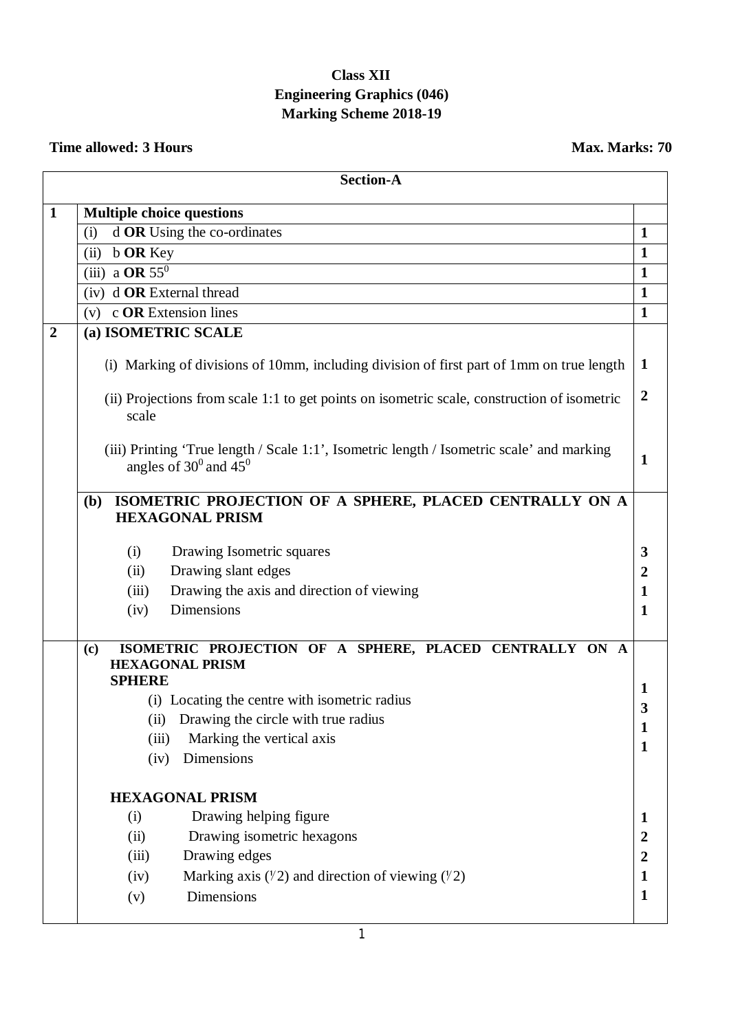**Class XII**
**Engineering Graphics (046)**
**Marking Scheme 2018-19**

**Time allowed: 3 Hours** | **Max. Marks: 70**

| | **Section-A** | |
|---|---|---|
| **1** | **Multiple choice questions** | |
| | (i) d **OR** Using the co-ordinates | **1** |
| | (ii) b **OR** Key | **1** |
| | (iii) a **OR** $55^0$ | **1** |
| | (iv) d **OR** External thread | **1** |
| | (v) c **OR** Extension lines | **1** |
| **2** | **(a) ISOMETRIC SCALE** | |
| | (i) Marking of divisions of 10mm, including division of first part of 1mm on true length | **1** |
| | (ii) Projections from scale 1:1 to get points on isometric scale, construction of isometric scale | **2** |
| | (iii) Printing 'True length / Scale 1:1', Isometric length / Isometric scale' and marking angles of $30^0$ and $45^0$ | **1** |
| | **(b) ISOMETRIC PROJECTION OF A SPHERE, PLACED CENTRALLY ON A HEXAGONAL PRISM** | |
| | (i) Drawing Isometric squares | **3** |
| | (ii) Drawing slant edges | **2** |
| | (iii) Drawing the axis and direction of viewing | **1** |
| | (iv) Dimensions | **1** |
| | **(c) ISOMETRIC PROJECTION OF A SPHERE, PLACED CENTRALLY ON A HEXAGONAL PRISM** | |
| | **SPHERE** | |
| | (i) Locating the centre with isometric radius | **1** |
| | (ii) Drawing the circle with true radius | **3** |
| | (iii) Marking the vertical axis | **1** |
| | (iv) Dimensions | **1** |
| | **HEXAGONAL PRISM** | |
| | (i) Drawing helping figure | **1** |
| | (ii) Drawing isometric hexagons | **2** |
| | (iii) Drawing edges | **2** |
| | (iv) Marking axis (½) and direction of viewing (½) | **1** |
| | (v) Dimensions | **1** |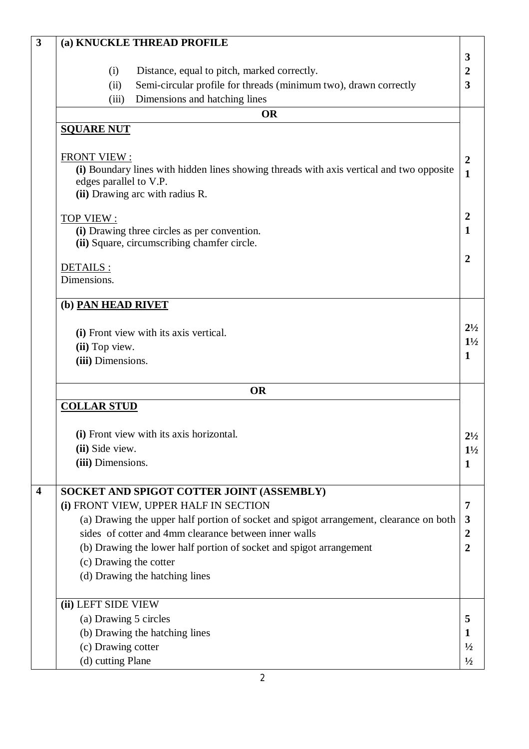| Q. No. | Answer | Marks |
|---|---|---|
| 3 | **(a) KNUCKLE THREAD PROFILE** | |
| | (i) Distance, equal to pitch, marked correctly. | 3 |
| | (ii) Semi-circular profile for threads (minimum two), drawn correctly | 2 |
| | (iii) Dimensions and hatching lines | 3 |
| | **OR** | |
| | **SQUARE NUT** | |
| | FRONT VIEW : | |
| | **(i)** Boundary lines with hidden lines showing threads with axis vertical and two opposite edges parallel to V.P. | 2 |
| | **(ii)** Drawing arc with radius R. | 1 |
| | TOP VIEW : | |
| | **(i)** Drawing three circles as per convention. | 2 |
| | **(ii)** Square, circumscribing chamfer circle. | 1 |
| | DETAILS : | |
| | Dimensions. | 2 |
| | **(b) PAN HEAD RIVET** | |
| | **(i)** Front view with its axis vertical. | 2½ |
| | **(ii)** Top view. | 1½ |
| | **(iii)** Dimensions. | 1 |
| | **OR** | |
| | **COLLAR STUD** | |
| | **(i)** Front view with its axis horizontal. | 2½ |
| | **(ii)** Side view. | 1½ |
| | **(iii)** Dimensions. | 1 |
| 4 | **SOCKET AND SPIGOT COTTER JOINT (ASSEMBLY)** | |
| | **(i)** FRONT VIEW, UPPER HALF IN SECTION | |
| | (a) Drawing the upper half portion of socket and spigot arrangement, clearance on both sides of cotter and 4mm clearance between inner walls | 7 |
| | (b) Drawing the lower half portion of socket and spigot arrangement | 3 |
| | (c) Drawing the cotter | 2 |
| | (d) Drawing the hatching lines | 2 |
| | **(ii)** LEFT SIDE VIEW | |
| | (a) Drawing 5 circles | 5 |
| | (b) Drawing the hatching lines | 1 |
| | (c) Drawing cotter | ½ |
| | (d) cutting Plane | ½ |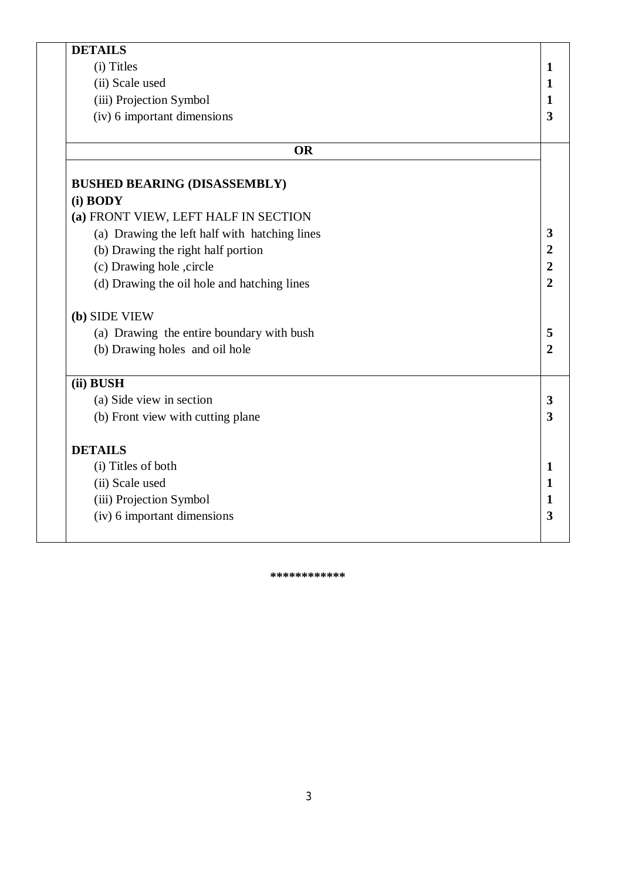| | |
|---|---|
| **DETAILS** | |
| (i) Titles | **1** |
| (ii) Scale used | **1** |
| (iii) Projection Symbol | **1** |
| (iv) 6 important dimensions | **3** |
| **OR** | |
| **BUSHED BEARING (DISASSEMBLY)** | |
| **(i) BODY** | |
| **(a)** FRONT VIEW, LEFT HALF IN SECTION | |
| (a) Drawing the left half with hatching lines | **3** |
| (b) Drawing the right half portion | **2** |
| (c) Drawing hole ,circle | **2** |
| (d) Drawing the oil hole and hatching lines | **2** |
| **(b)** SIDE VIEW | |
| (a) Drawing the entire boundary with bush | **5** |
| (b) Drawing holes and oil hole | **2** |
| **(ii) BUSH** | |
| (a) Side view in section | **3** |
| (b) Front view with cutting plane | **3** |
| **DETAILS** | |
| (i) Titles of both | **1** |
| (ii) Scale used | **1** |
| (iii) Projection Symbol | **1** |
| (iv) 6 important dimensions | **3** |

************